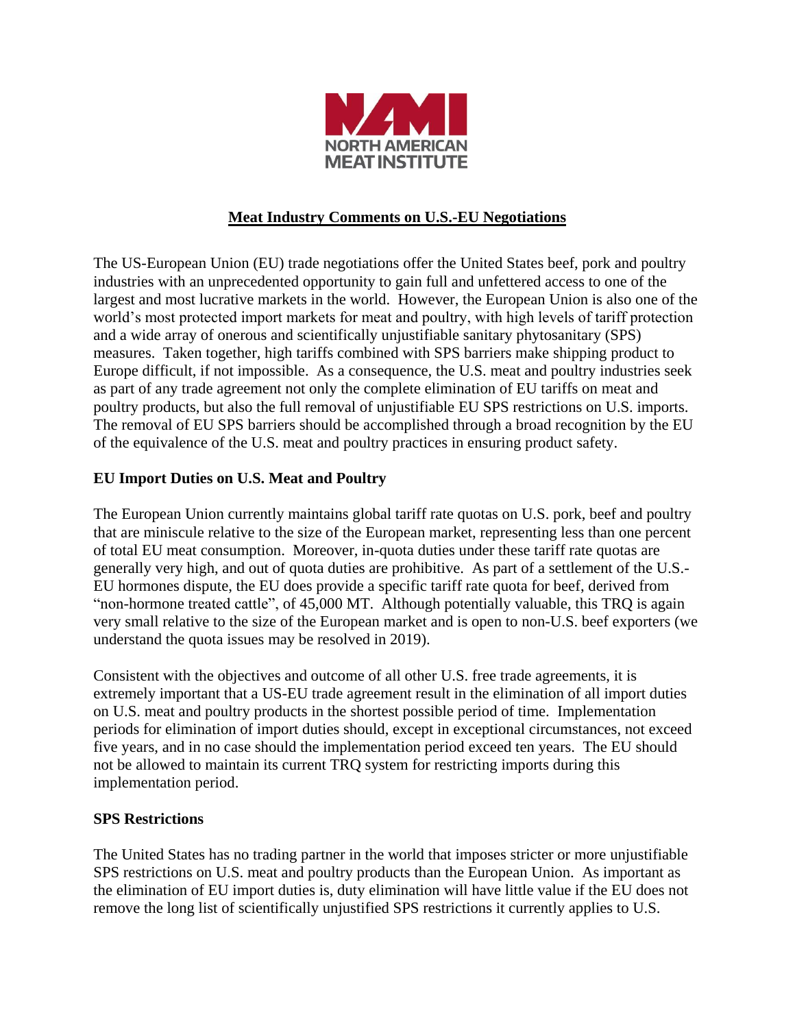NORTH AMERICAN MEAT INSTITUTE

## Meat Industry Comments on U.S.-EU Negotiations

The US-European Union (EU) trade negotiations offer the United States beef, pork and poultry industries with an unprecedented opportunity to gain full and unfettered access to one of the largest and most lucrative markets in the world. However, the European Union is also one of the world's most protected import markets for meat and poultry, with high levels of tariff protection and a wide array of onerous and scientifically unjustifiable sanitary phytosanitary (SPS) measures. Taken together, high tariffs combined with SPS barriers make shipping product to Europe difficult, if not impossible. As a consequence, the U.S. meat and poultry industries seek as part of any trade agreement not only the complete elimination of EU tariffs on meat and poultry products, but also the full removal of unjustifiable EU SPS restrictions on U.S. imports. The removal of EU SPS barriers should be accomplished through a broad recognition by the EU of the equivalence of the U.S. meat and poultry practices in ensuring product safety.

### EU Import Duties on U.S. Meat and Poultry

The European Union currently maintains global tariff rate quotas on U.S. pork, beef and poultry that are miniscule relative to the size of the European market, representing less than one percent of total EU meat consumption. Moreover, in-quota duties under these tariff rate quotas are generally very high, and out of quota duties are prohibitive. As part of a settlement of the U.S.-EU hormones dispute, the EU does provide a specific tariff rate quota for beef, derived from "non-hormone treated cattle", of 45,000 MT. Although potentially valuable, this TRQ is again very small relative to the size of the European market and is open to non-U.S. beef exporters (we understand the quota issues may be resolved in 2019).

Consistent with the objectives and outcome of all other U.S. free trade agreements, it is extremely important that a US-EU trade agreement result in the elimination of all import duties on U.S. meat and poultry products in the shortest possible period of time. Implementation periods for elimination of import duties should, except in exceptional circumstances, not exceed five years, and in no case should the implementation period exceed ten years. The EU should not be allowed to maintain its current TRQ system for restricting imports during this implementation period.

### SPS Restrictions

The United States has no trading partner in the world that imposes stricter or more unjustifiable SPS restrictions on U.S. meat and poultry products than the European Union. As important as the elimination of EU import duties is, duty elimination will have little value if the EU does not remove the long list of scientifically unjustified SPS restrictions it currently applies to U.S.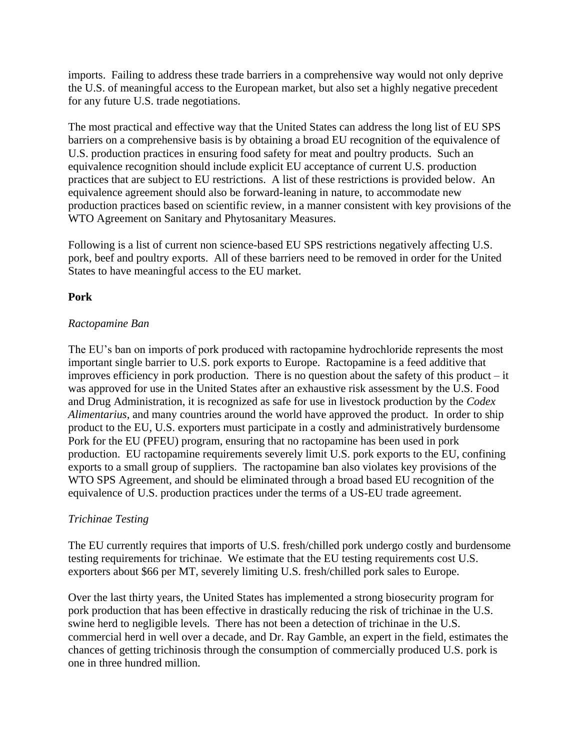imports. Failing to address these trade barriers in a comprehensive way would not only deprive the U.S. of meaningful access to the European market, but also set a highly negative precedent for any future U.S. trade negotiations.

The most practical and effective way that the United States can address the long list of EU SPS barriers on a comprehensive basis is by obtaining a broad EU recognition of the equivalence of U.S. production practices in ensuring food safety for meat and poultry products. Such an equivalence recognition should include explicit EU acceptance of current U.S. production practices that are subject to EU restrictions. A list of these restrictions is provided below. An equivalence agreement should also be forward-leaning in nature, to accommodate new production practices based on scientific review, in a manner consistent with key provisions of the WTO Agreement on Sanitary and Phytosanitary Measures.

Following is a list of current non science-based EU SPS restrictions negatively affecting U.S. pork, beef and poultry exports. All of these barriers need to be removed in order for the United States to have meaningful access to the EU market.

**Pork**

*Ractopamine Ban*

The EU's ban on imports of pork produced with ractopamine hydrochloride represents the most important single barrier to U.S. pork exports to Europe. Ractopamine is a feed additive that improves efficiency in pork production. There is no question about the safety of this product – it was approved for use in the United States after an exhaustive risk assessment by the U.S. Food and Drug Administration, it is recognized as safe for use in livestock production by the *Codex Alimentarius*, and many countries around the world have approved the product. In order to ship product to the EU, U.S. exporters must participate in a costly and administratively burdensome Pork for the EU (PFEU) program, ensuring that no ractopamine has been used in pork production. EU ractopamine requirements severely limit U.S. pork exports to the EU, confining exports to a small group of suppliers. The ractopamine ban also violates key provisions of the WTO SPS Agreement, and should be eliminated through a broad based EU recognition of the equivalence of U.S. production practices under the terms of a US-EU trade agreement.

*Trichinae Testing*

The EU currently requires that imports of U.S. fresh/chilled pork undergo costly and burdensome testing requirements for trichinae. We estimate that the EU testing requirements cost U.S. exporters about $66 per MT, severely limiting U.S. fresh/chilled pork sales to Europe.

Over the last thirty years, the United States has implemented a strong biosecurity program for pork production that has been effective in drastically reducing the risk of trichinae in the U.S. swine herd to negligible levels. There has not been a detection of trichinae in the U.S. commercial herd in well over a decade, and Dr. Ray Gamble, an expert in the field, estimates the chances of getting trichinosis through the consumption of commercially produced U.S. pork is one in three hundred million.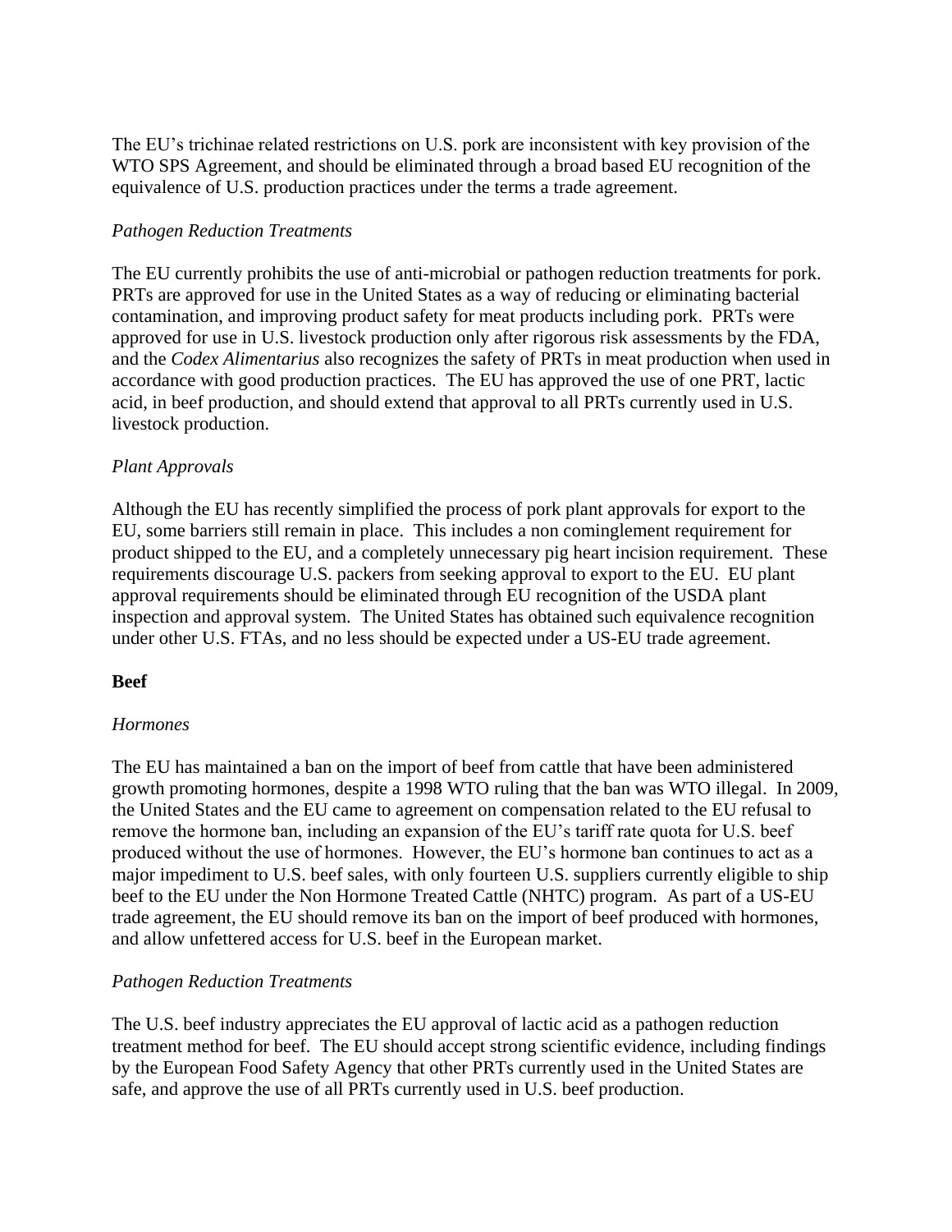The EU's trichinae related restrictions on U.S. pork are inconsistent with key provision of the WTO SPS Agreement, and should be eliminated through a broad based EU recognition of the equivalence of U.S. production practices under the terms a trade agreement.

*Pathogen Reduction Treatments*

The EU currently prohibits the use of anti-microbial or pathogen reduction treatments for pork. PRTs are approved for use in the United States as a way of reducing or eliminating bacterial contamination, and improving product safety for meat products including pork. PRTs were approved for use in U.S. livestock production only after rigorous risk assessments by the FDA, and the *Codex Alimentarius* also recognizes the safety of PRTs in meat production when used in accordance with good production practices. The EU has approved the use of one PRT, lactic acid, in beef production, and should extend that approval to all PRTs currently used in U.S. livestock production.

*Plant Approvals*

Although the EU has recently simplified the process of pork plant approvals for export to the EU, some barriers still remain in place. This includes a non cominglement requirement for product shipped to the EU, and a completely unnecessary pig heart incision requirement. These requirements discourage U.S. packers from seeking approval to export to the EU. EU plant approval requirements should be eliminated through EU recognition of the USDA plant inspection and approval system. The United States has obtained such equivalence recognition under other U.S. FTAs, and no less should be expected under a US-EU trade agreement.

**Beef**

*Hormones*

The EU has maintained a ban on the import of beef from cattle that have been administered growth promoting hormones, despite a 1998 WTO ruling that the ban was WTO illegal. In 2009, the United States and the EU came to agreement on compensation related to the EU refusal to remove the hormone ban, including an expansion of the EU's tariff rate quota for U.S. beef produced without the use of hormones. However, the EU's hormone ban continues to act as a major impediment to U.S. beef sales, with only fourteen U.S. suppliers currently eligible to ship beef to the EU under the Non Hormone Treated Cattle (NHTC) program. As part of a US-EU trade agreement, the EU should remove its ban on the import of beef produced with hormones, and allow unfettered access for U.S. beef in the European market.

*Pathogen Reduction Treatments*

The U.S. beef industry appreciates the EU approval of lactic acid as a pathogen reduction treatment method for beef. The EU should accept strong scientific evidence, including findings by the European Food Safety Agency that other PRTs currently used in the United States are safe, and approve the use of all PRTs currently used in U.S. beef production.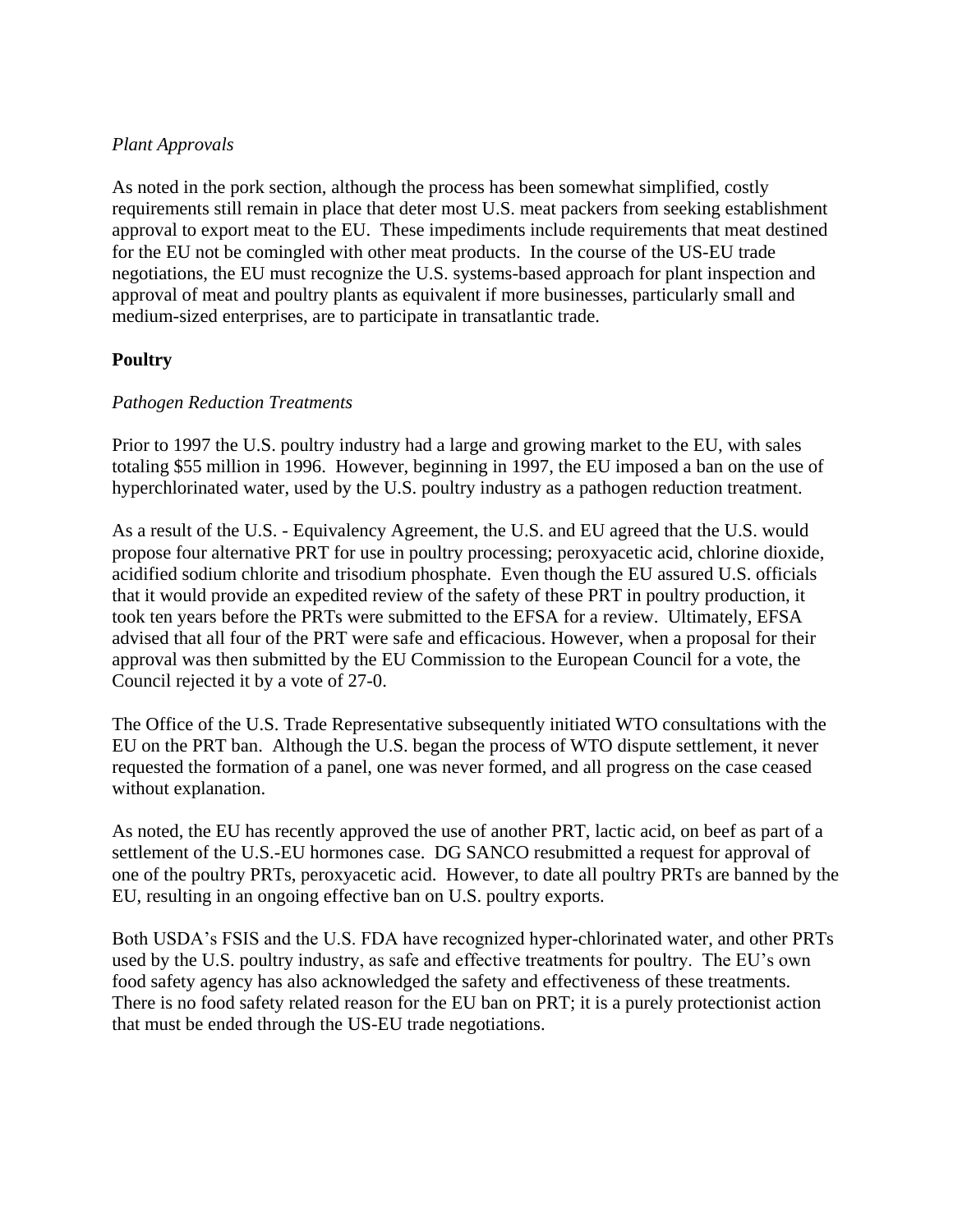*Plant Approvals*

As noted in the pork section, although the process has been somewhat simplified, costly requirements still remain in place that deter most U.S. meat packers from seeking establishment approval to export meat to the EU. These impediments include requirements that meat destined for the EU not be comingled with other meat products. In the course of the US-EU trade negotiations, the EU must recognize the U.S. systems-based approach for plant inspection and approval of meat and poultry plants as equivalent if more businesses, particularly small and medium-sized enterprises, are to participate in transatlantic trade.

**Poultry**

*Pathogen Reduction Treatments*

Prior to 1997 the U.S. poultry industry had a large and growing market to the EU, with sales totaling $55 million in 1996. However, beginning in 1997, the EU imposed a ban on the use of hyperchlorinated water, used by the U.S. poultry industry as a pathogen reduction treatment.

As a result of the U.S. - Equivalency Agreement, the U.S. and EU agreed that the U.S. would propose four alternative PRT for use in poultry processing; peroxyacetic acid, chlorine dioxide, acidified sodium chlorite and trisodium phosphate. Even though the EU assured U.S. officials that it would provide an expedited review of the safety of these PRT in poultry production, it took ten years before the PRTs were submitted to the EFSA for a review. Ultimately, EFSA advised that all four of the PRT were safe and efficacious. However, when a proposal for their approval was then submitted by the EU Commission to the European Council for a vote, the Council rejected it by a vote of 27-0.

The Office of the U.S. Trade Representative subsequently initiated WTO consultations with the EU on the PRT ban. Although the U.S. began the process of WTO dispute settlement, it never requested the formation of a panel, one was never formed, and all progress on the case ceased without explanation.

As noted, the EU has recently approved the use of another PRT, lactic acid, on beef as part of a settlement of the U.S.-EU hormones case. DG SANCO resubmitted a request for approval of one of the poultry PRTs, peroxyacetic acid. However, to date all poultry PRTs are banned by the EU, resulting in an ongoing effective ban on U.S. poultry exports.

Both USDA's FSIS and the U.S. FDA have recognized hyper-chlorinated water, and other PRTs used by the U.S. poultry industry, as safe and effective treatments for poultry. The EU's own food safety agency has also acknowledged the safety and effectiveness of these treatments. There is no food safety related reason for the EU ban on PRT; it is a purely protectionist action that must be ended through the US-EU trade negotiations.